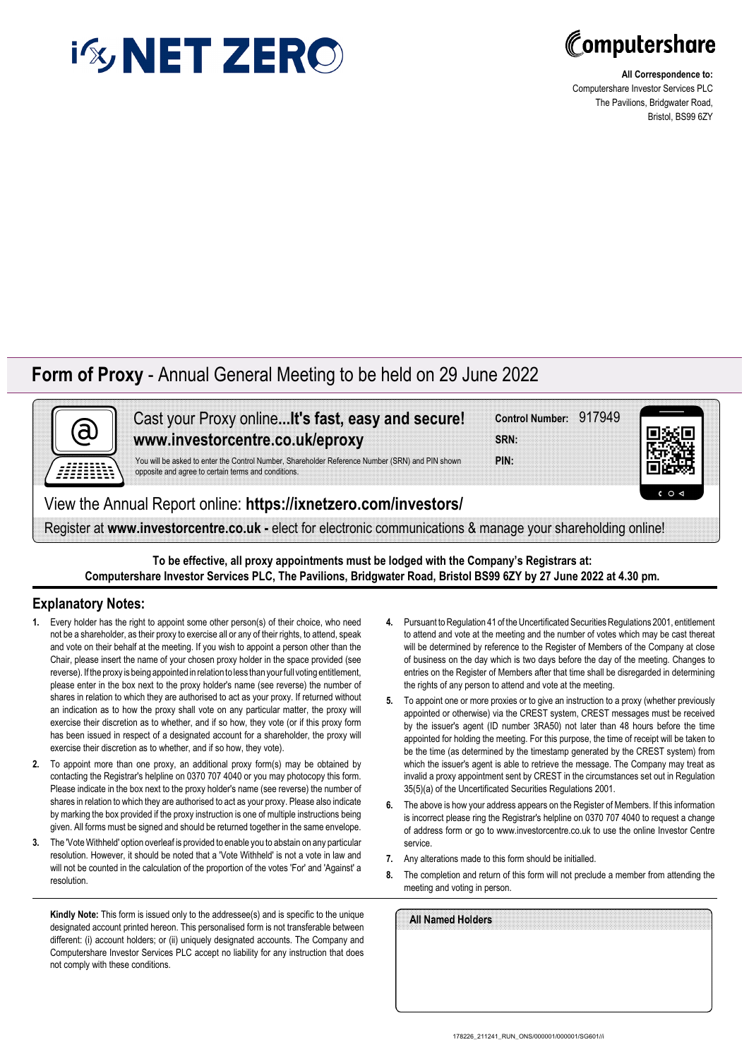# i☓ NET ZERO

**Computershare**

**All Correspondence to:**
Computershare Investor Services PLC
The Pavilions, Bridgwater Road,
Bristol, BS99 6ZY

## Form of Proxy - Annual General Meeting to be held on 29 June 2022

Cast your Proxy online...**It's fast, easy and secure!**
**www.investorcentre.co.uk/eproxy**

You will be asked to enter the Control Number, Shareholder Reference Number (SRN) and PIN shown opposite and agree to certain terms and conditions.

**Control Number:** 917949
**SRN:**
**PIN:**

View the Annual Report online: **https://ixnetzero.com/investors/**

Register at **www.investorcentre.co.uk** - elect for electronic communications & manage your shareholding online!

**To be effective, all proxy appointments must be lodged with the Company's Registrars at: Computershare Investor Services PLC, The Pavilions, Bridgwater Road, Bristol BS99 6ZY by 27 June 2022 at 4.30 pm.**

## Explanatory Notes:

1. Every holder has the right to appoint some other person(s) of their choice, who need not be a shareholder, as their proxy to exercise all or any of their rights, to attend, speak and vote on their behalf at the meeting. If you wish to appoint a person other than the Chair, please insert the name of your chosen proxy holder in the space provided (see reverse). If the proxy is being appointed in relation to less than your full voting entitlement, please enter in the box next to the proxy holder's name (see reverse) the number of shares in relation to which they are authorised to act as your proxy. If returned without an indication as to how the proxy shall vote on any particular matter, the proxy will exercise their discretion as to whether, and if so how, they vote (or if this proxy form has been issued in respect of a designated account for a shareholder, the proxy will exercise their discretion as to whether, and if so how, they vote).
2. To appoint more than one proxy, an additional proxy form(s) may be obtained by contacting the Registrar's helpline on 0370 707 4040 or you may photocopy this form. Please indicate in the box next to the proxy holder's name (see reverse) the number of shares in relation to which they are authorised to act as your proxy. Please also indicate by marking the box provided if the proxy instruction is one of multiple instructions being given. All forms must be signed and should be returned together in the same envelope.
3. The 'Vote Withheld' option overleaf is provided to enable you to abstain on any particular resolution. However, it should be noted that a 'Vote Withheld' is not a vote in law and will not be counted in the calculation of the proportion of the votes 'For' and 'Against' a resolution.
4. Pursuant to Regulation 41 of the Uncertificated Securities Regulations 2001, entitlement to attend and vote at the meeting and the number of votes which may be cast thereat will be determined by reference to the Register of Members of the Company at close of business on the day which is two days before the day of the meeting. Changes to entries on the Register of Members after that time shall be disregarded in determining the rights of any person to attend and vote at the meeting.
5. To appoint one or more proxies or to give an instruction to a proxy (whether previously appointed or otherwise) via the CREST system, CREST messages must be received by the issuer's agent (ID number 3RA50) not later than 48 hours before the time appointed for holding the meeting. For this purpose, the time of receipt will be taken to be the time (as determined by the timestamp generated by the CREST system) from which the issuer's agent is able to retrieve the message. The Company may treat as invalid a proxy appointment sent by CREST in the circumstances set out in Regulation 35(5)(a) of the Uncertificated Securities Regulations 2001.
6. The above is how your address appears on the Register of Members. If this information is incorrect please ring the Registrar's helpline on 0370 707 4040 to request a change of address form or go to www.investorcentre.co.uk to use the online Investor Centre service.
7. Any alterations made to this form should be initialled.
8. The completion and return of this form will not preclude a member from attending the meeting and voting in person.

**Kindly Note:** This form is issued only to the addressee(s) and is specific to the unique designated account printed hereon. This personalised form is not transferable between different: (i) account holders; or (ii) uniquely designated accounts. The Company and Computershare Investor Services PLC accept no liability for any instruction that does not comply with these conditions.

**All Named Holders**

178226_211241_RUN_ONS/000001/000001/SG601//i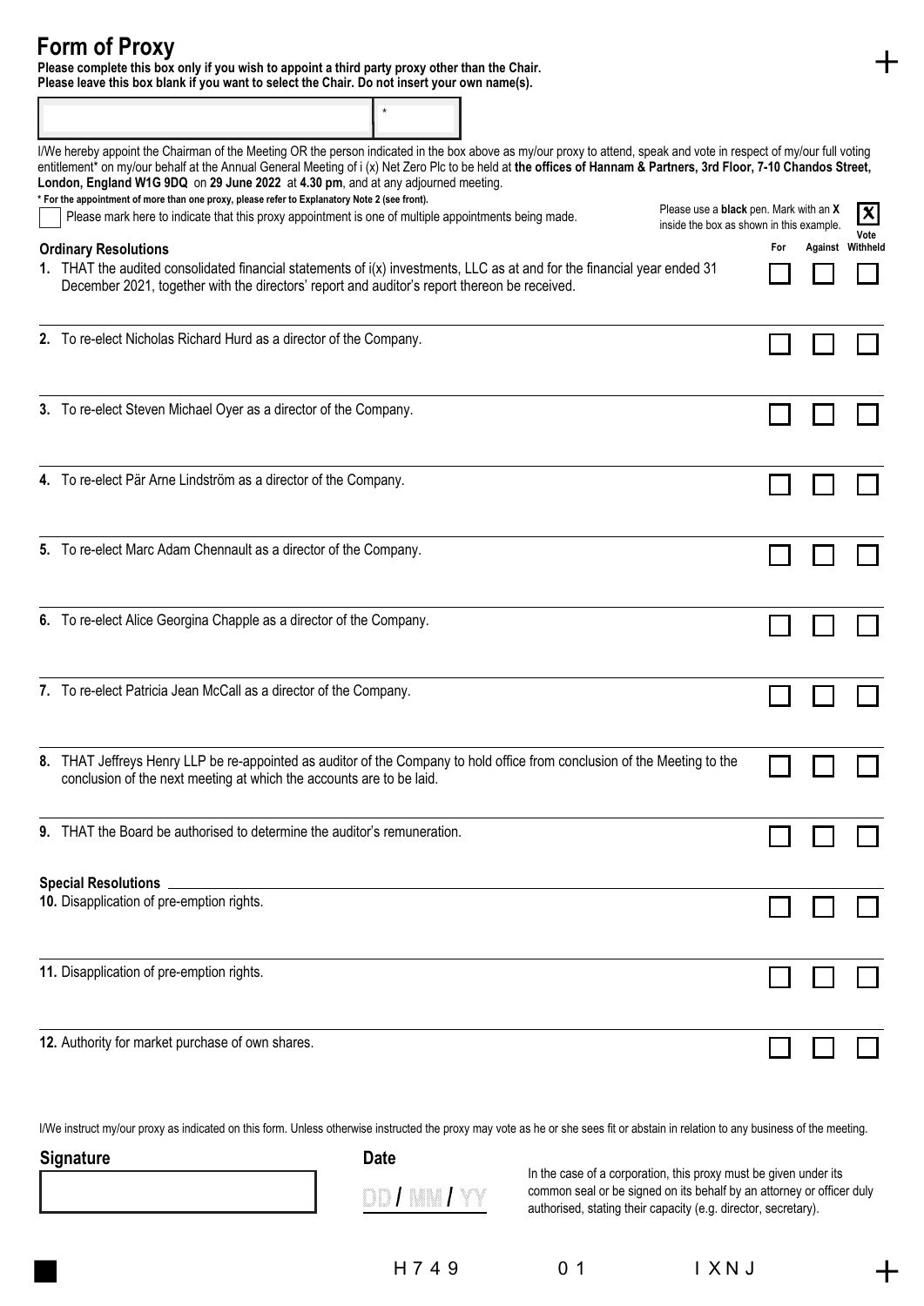# Form of Proxy

**Please complete this box only if you wish to appoint a third party proxy other than the Chair.**
**Please leave this box blank if you want to select the Chair. Do not insert your own name(s).**

| | * |
|---|---|
| | |

I/We hereby appoint the Chairman of the Meeting OR the person indicated in the box above as my/our proxy to attend, speak and vote in respect of my/our full voting entitlement* on my/our behalf at the Annual General Meeting of i (x) Net Zero Plc to be held at **the offices of Hannam & Partners, 3rd Floor, 7-10 Chandos Street, London, England W1G 9DQ** on **29 June 2022** at **4.30 pm**, and at any adjourned meeting.

**\* For the appointment of more than one proxy, please refer to Explanatory Note 2 (see front).**

☐ Please mark here to indicate that this proxy appointment is one of multiple appointments being made.

Please use a **black** pen. Mark with an **X** inside the box as shown in this example. ☒

| | For | Against | Vote Withheld |
|---|---|---|---|
| **Ordinary Resolutions** | | | |
| **1.** THAT the audited consolidated financial statements of i(x) investments, LLC as at and for the financial year ended 31 December 2021, together with the directors' report and auditor's report thereon be received. | ☐ | ☐ | ☐ |
| **2.** To re-elect Nicholas Richard Hurd as a director of the Company. | ☐ | ☐ | ☐ |
| **3.** To re-elect Steven Michael Oyer as a director of the Company. | ☐ | ☐ | ☐ |
| **4.** To re-elect Pär Arne Lindström as a director of the Company. | ☐ | ☐ | ☐ |
| **5.** To re-elect Marc Adam Chennault as a director of the Company. | ☐ | ☐ | ☐ |
| **6.** To re-elect Alice Georgina Chapple as a director of the Company. | ☐ | ☐ | ☐ |
| **7.** To re-elect Patricia Jean McCall as a director of the Company. | ☐ | ☐ | ☐ |
| **8.** THAT Jeffreys Henry LLP be re-appointed as auditor of the Company to hold office from conclusion of the Meeting to the conclusion of the next meeting at which the accounts are to be laid. | ☐ | ☐ | ☐ |
| **9.** THAT the Board be authorised to determine the auditor's remuneration. | ☐ | ☐ | ☐ |
| **Special Resolutions** | | | |
| **10.** Disapplication of pre-emption rights. | ☐ | ☐ | ☐ |
| **11.** Disapplication of pre-emption rights. | ☐ | ☐ | ☐ |
| **12.** Authority for market purchase of own shares. | ☐ | ☐ | ☐ |

I/We instruct my/our proxy as indicated on this form. Unless otherwise instructed the proxy may vote as he or she sees fit or abstain in relation to any business of the meeting.

**Signature**

**Date**

DD / MM / YY

In the case of a corporation, this proxy must be given under its common seal or be signed on its behalf by an attorney or officer duly authorised, stating their capacity (e.g. director, secretary).

H749 01 IXNJ